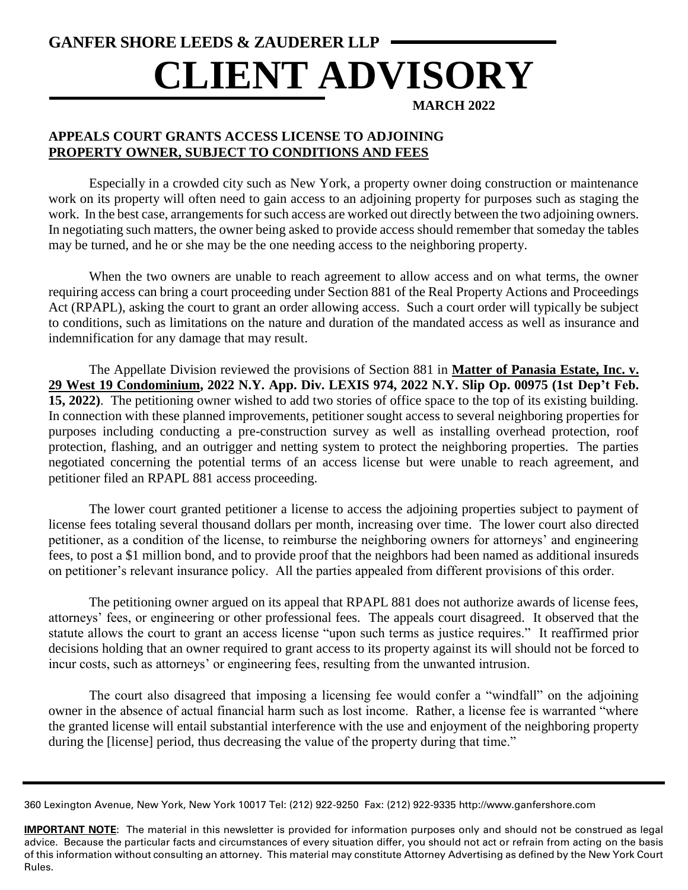**GANFER SHORE LEEDS & ZAUDERER LLP**

# CLIENT ADVISORY

**MARCH 2022**

## APPEALS COURT GRANTS ACCESS LICENSE TO ADJOINING PROPERTY OWNER, SUBJECT TO CONDITIONS AND FEES

Especially in a crowded city such as New York, a property owner doing construction or maintenance work on its property will often need to gain access to an adjoining property for purposes such as staging the work. In the best case, arrangements for such access are worked out directly between the two adjoining owners. In negotiating such matters, the owner being asked to provide access should remember that someday the tables may be turned, and he or she may be the one needing access to the neighboring property.

When the two owners are unable to reach agreement to allow access and on what terms, the owner requiring access can bring a court proceeding under Section 881 of the Real Property Actions and Proceedings Act (RPAPL), asking the court to grant an order allowing access. Such a court order will typically be subject to conditions, such as limitations on the nature and duration of the mandated access as well as insurance and indemnification for any damage that may result.

The Appellate Division reviewed the provisions of Section 881 in **Matter of Panasia Estate, Inc. v. 29 West 19 Condominium, 2022 N.Y. App. Div. LEXIS 974, 2022 N.Y. Slip Op. 00975 (1st Dep't Feb. 15, 2022)**. The petitioning owner wished to add two stories of office space to the top of its existing building. In connection with these planned improvements, petitioner sought access to several neighboring properties for purposes including conducting a pre-construction survey as well as installing overhead protection, roof protection, flashing, and an outrigger and netting system to protect the neighboring properties. The parties negotiated concerning the potential terms of an access license but were unable to reach agreement, and petitioner filed an RPAPL 881 access proceeding.

The lower court granted petitioner a license to access the adjoining properties subject to payment of license fees totaling several thousand dollars per month, increasing over time. The lower court also directed petitioner, as a condition of the license, to reimburse the neighboring owners for attorneys' and engineering fees, to post a $1 million bond, and to provide proof that the neighbors had been named as additional insureds on petitioner's relevant insurance policy. All the parties appealed from different provisions of this order.

The petitioning owner argued on its appeal that RPAPL 881 does not authorize awards of license fees, attorneys' fees, or engineering or other professional fees. The appeals court disagreed. It observed that the statute allows the court to grant an access license "upon such terms as justice requires." It reaffirmed prior decisions holding that an owner required to grant access to its property against its will should not be forced to incur costs, such as attorneys' or engineering fees, resulting from the unwanted intrusion.

The court also disagreed that imposing a licensing fee would confer a "windfall" on the adjoining owner in the absence of actual financial harm such as lost income. Rather, a license fee is warranted "where the granted license will entail substantial interference with the use and enjoyment of the neighboring property during the [license] period, thus decreasing the value of the property during that time."

360 Lexington Avenue, New York, New York 10017 Tel: (212) 922-9250 Fax: (212) 922-9335 http://www.ganfershore.com

**IMPORTANT NOTE**: The material in this newsletter is provided for information purposes only and should not be construed as legal advice. Because the particular facts and circumstances of every situation differ, you should not act or refrain from acting on the basis of this information without consulting an attorney. This material may constitute Attorney Advertising as defined by the New York Court Rules.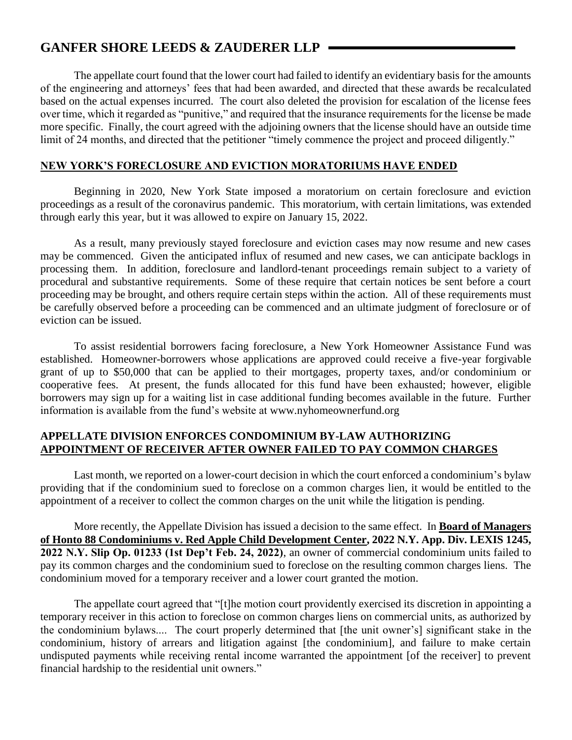The appellate court found that the lower court had failed to identify an evidentiary basis for the amounts of the engineering and attorneys' fees that had been awarded, and directed that these awards be recalculated based on the actual expenses incurred. The court also deleted the provision for escalation of the license fees over time, which it regarded as "punitive," and required that the insurance requirements for the license be made more specific. Finally, the court agreed with the adjoining owners that the license should have an outside time limit of 24 months, and directed that the petitioner "timely commence the project and proceed diligently."

## NEW YORK'S FORECLOSURE AND EVICTION MORATORIUMS HAVE ENDED

Beginning in 2020, New York State imposed a moratorium on certain foreclosure and eviction proceedings as a result of the coronavirus pandemic. This moratorium, with certain limitations, was extended through early this year, but it was allowed to expire on January 15, 2022.

As a result, many previously stayed foreclosure and eviction cases may now resume and new cases may be commenced. Given the anticipated influx of resumed and new cases, we can anticipate backlogs in processing them. In addition, foreclosure and landlord-tenant proceedings remain subject to a variety of procedural and substantive requirements. Some of these require that certain notices be sent before a court proceeding may be brought, and others require certain steps within the action. All of these requirements must be carefully observed before a proceeding can be commenced and an ultimate judgment of foreclosure or of eviction can be issued.

To assist residential borrowers facing foreclosure, a New York Homeowner Assistance Fund was established. Homeowner-borrowers whose applications are approved could receive a five-year forgivable grant of up to $50,000 that can be applied to their mortgages, property taxes, and/or condominium or cooperative fees. At present, the funds allocated for this fund have been exhausted; however, eligible borrowers may sign up for a waiting list in case additional funding becomes available in the future. Further information is available from the fund's website at www.nyhomeownerfund.org

## APPELLATE DIVISION ENFORCES CONDOMINIUM BY-LAW AUTHORIZING APPOINTMENT OF RECEIVER AFTER OWNER FAILED TO PAY COMMON CHARGES

Last month, we reported on a lower-court decision in which the court enforced a condominium's bylaw providing that if the condominium sued to foreclose on a common charges lien, it would be entitled to the appointment of a receiver to collect the common charges on the unit while the litigation is pending.

More recently, the Appellate Division has issued a decision to the same effect. In **Board of Managers of Honto 88 Condominiums v. Red Apple Child Development Center, 2022 N.Y. App. Div. LEXIS 1245, 2022 N.Y. Slip Op. 01233 (1st Dep't Feb. 24, 2022)**, an owner of commercial condominium units failed to pay its common charges and the condominium sued to foreclose on the resulting common charges liens. The condominium moved for a temporary receiver and a lower court granted the motion.

The appellate court agreed that "[t]he motion court providently exercised its discretion in appointing a temporary receiver in this action to foreclose on common charges liens on commercial units, as authorized by the condominium bylaws.... The court properly determined that [the unit owner's] significant stake in the condominium, history of arrears and litigation against [the condominium], and failure to make certain undisputed payments while receiving rental income warranted the appointment [of the receiver] to prevent financial hardship to the residential unit owners."